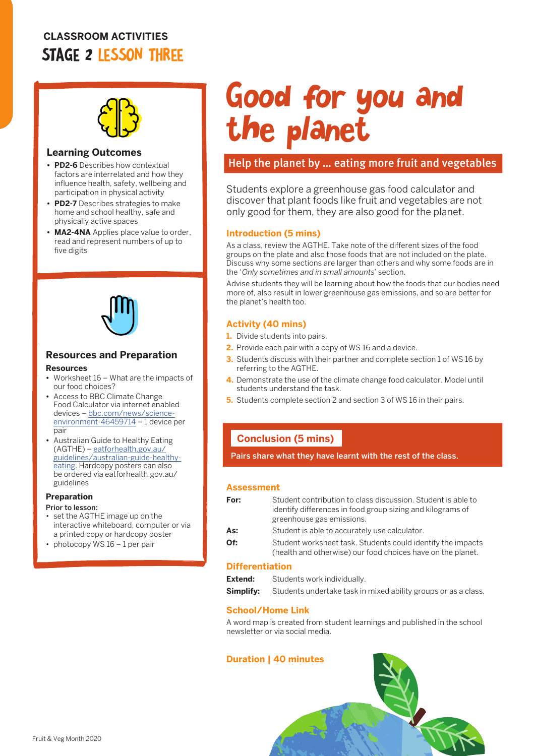**CLASSROOM ACTIVITIES**

## STAGE 2 LESSON THREE

# Good for you and the planet

## Help the planet by ... eating more fruit and vegetables

Students explore a greenhouse gas food calculator and discover that plant foods like fruit and vegetables are not only good for them, they are also good for the planet.

### Learning Outcomes

- **PD2-6** Describes how contextual factors are interrelated and how they influence health, safety, wellbeing and participation in physical activity
- **PD2-7** Describes strategies to make home and school healthy, safe and physically active spaces
- **MA2-4NA** Applies place value to order, read and represent numbers of up to five digits

### Resources and Preparation

**Resources**

- Worksheet 16 – What are the impacts of our food choices?
- Access to BBC Climate Change Food Calculator via internet enabled devices – bbc.com/news/science-environment-46459714 – 1 device per pair
- Australian Guide to Healthy Eating (AGTHE) – eatforhealth.gov.au/guidelines/australian-guide-healthy-eating. Hardcopy posters can also be ordered via eatforhealth.gov.au/guidelines

**Preparation**

**Prior to lesson:**

- set the AGTHE image up on the interactive whiteboard, computer or via a printed copy or hardcopy poster
- photocopy WS 16 – 1 per pair

### Introduction (5 mins)

As a class, review the AGTHE. Take note of the different sizes of the food groups on the plate and also those foods that are not included on the plate. Discuss why some sections are larger than others and why some foods are in the '*Only sometimes and in small amounts*' section.

Advise students they will be learning about how the foods that our bodies need more of, also result in lower greenhouse gas emissions, and so are better for the planet's health too.

### Activity (40 mins)

1. Divide students into pairs.
2. Provide each pair with a copy of WS 16 and a device.
3. Students discuss with their partner and complete section 1 of WS 16 by referring to the AGTHE.
4. Demonstrate the use of the climate change food calculator. Model until students understand the task.
5. Students complete section 2 and section 3 of WS 16 in their pairs.

### Conclusion (5 mins)

Pairs share what they have learnt with the rest of the class.

### Assessment

**For:** Student contribution to class discussion. Student is able to identify differences in food group sizing and kilograms of greenhouse gas emissions.

**As:** Student is able to accurately use calculator.

**Of:** Student worksheet task. Students could identify the impacts (health and otherwise) our food choices have on the planet.

### Differentiation

**Extend:** Students work individually.

**Simplify:** Students undertake task in mixed ability groups or as a class.

### School/Home Link

A word map is created from student learnings and published in the school newsletter or via social media.

### Duration | 40 minutes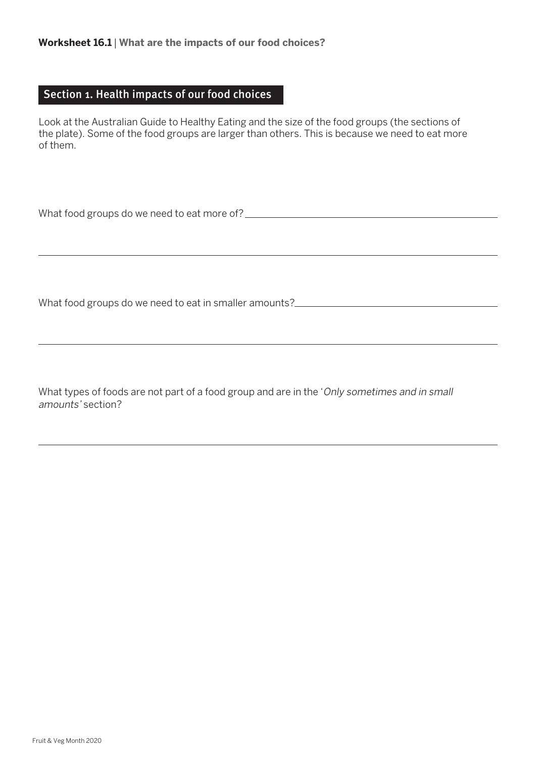**Worksheet 16.1** | **What are the impacts of our food choices?**

## Section 1. Health impacts of our food choices

Look at the Australian Guide to Healthy Eating and the size of the food groups (the sections of the plate). Some of the food groups are larger than others. This is because we need to eat more of them.

What food groups do we need to eat more of? \_\_\_\_\_\_\_\_\_\_\_\_\_\_\_\_\_\_\_\_\_\_\_\_\_\_\_\_\_\_\_\_\_\_\_\_\_\_\_\_

\_\_\_\_\_\_\_\_\_\_\_\_\_\_\_\_\_\_\_\_\_\_\_\_\_\_\_\_\_\_\_\_\_\_\_\_\_\_\_\_\_\_\_\_\_\_\_\_\_\_\_\_\_\_\_\_\_\_\_\_\_\_\_\_\_\_\_\_\_\_\_\_\_\_\_\_

What food groups do we need to eat in smaller amounts? \_\_\_\_\_\_\_\_\_\_\_\_\_\_\_\_\_\_\_\_\_\_\_\_\_\_\_\_\_\_\_\_\_\_\_\_

\_\_\_\_\_\_\_\_\_\_\_\_\_\_\_\_\_\_\_\_\_\_\_\_\_\_\_\_\_\_\_\_\_\_\_\_\_\_\_\_\_\_\_\_\_\_\_\_\_\_\_\_\_\_\_\_\_\_\_\_\_\_\_\_\_\_\_\_\_\_\_\_\_\_\_\_

What types of foods are not part of a food group and are in the '*Only sometimes and in small amounts'* section?

\_\_\_\_\_\_\_\_\_\_\_\_\_\_\_\_\_\_\_\_\_\_\_\_\_\_\_\_\_\_\_\_\_\_\_\_\_\_\_\_\_\_\_\_\_\_\_\_\_\_\_\_\_\_\_\_\_\_\_\_\_\_\_\_\_\_\_\_\_\_\_\_\_\_\_\_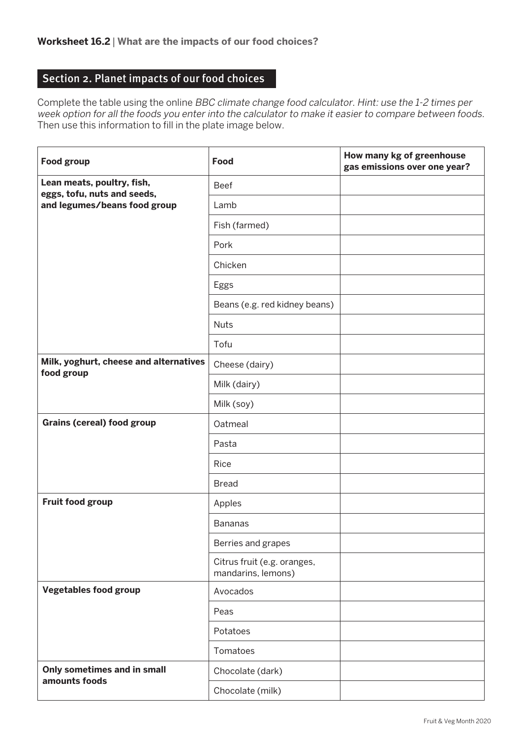**Worksheet 16.2** | **What are the impacts of our food choices?**

## Section 2. Planet impacts of our food choices

Complete the table using the online *BBC climate change food calculator. Hint: use the 1-2 times per week option for all the foods you enter into the calculator to make it easier to compare between foods.* Then use this information to fill in the plate image below.

| Food group | Food | How many kg of greenhouse gas emissions over one year? |
|---|---|---|
| **Lean meats, poultry, fish, eggs, tofu, nuts and seeds, and legumes/beans food group** | Beef | |
| | Lamb | |
| | Fish (farmed) | |
| | Pork | |
| | Chicken | |
| | Eggs | |
| | Beans (e.g. red kidney beans) | |
| | Nuts | |
| | Tofu | |
| **Milk, yoghurt, cheese and alternatives food group** | Cheese (dairy) | |
| | Milk (dairy) | |
| | Milk (soy) | |
| **Grains (cereal) food group** | Oatmeal | |
| | Pasta | |
| | Rice | |
| | Bread | |
| **Fruit food group** | Apples | |
| | Bananas | |
| | Berries and grapes | |
| | Citrus fruit (e.g. oranges, mandarins, lemons) | |
| **Vegetables food group** | Avocados | |
| | Peas | |
| | Potatoes | |
| | Tomatoes | |
| **Only sometimes and in small amounts foods** | Chocolate (dark) | |
| | Chocolate (milk) | |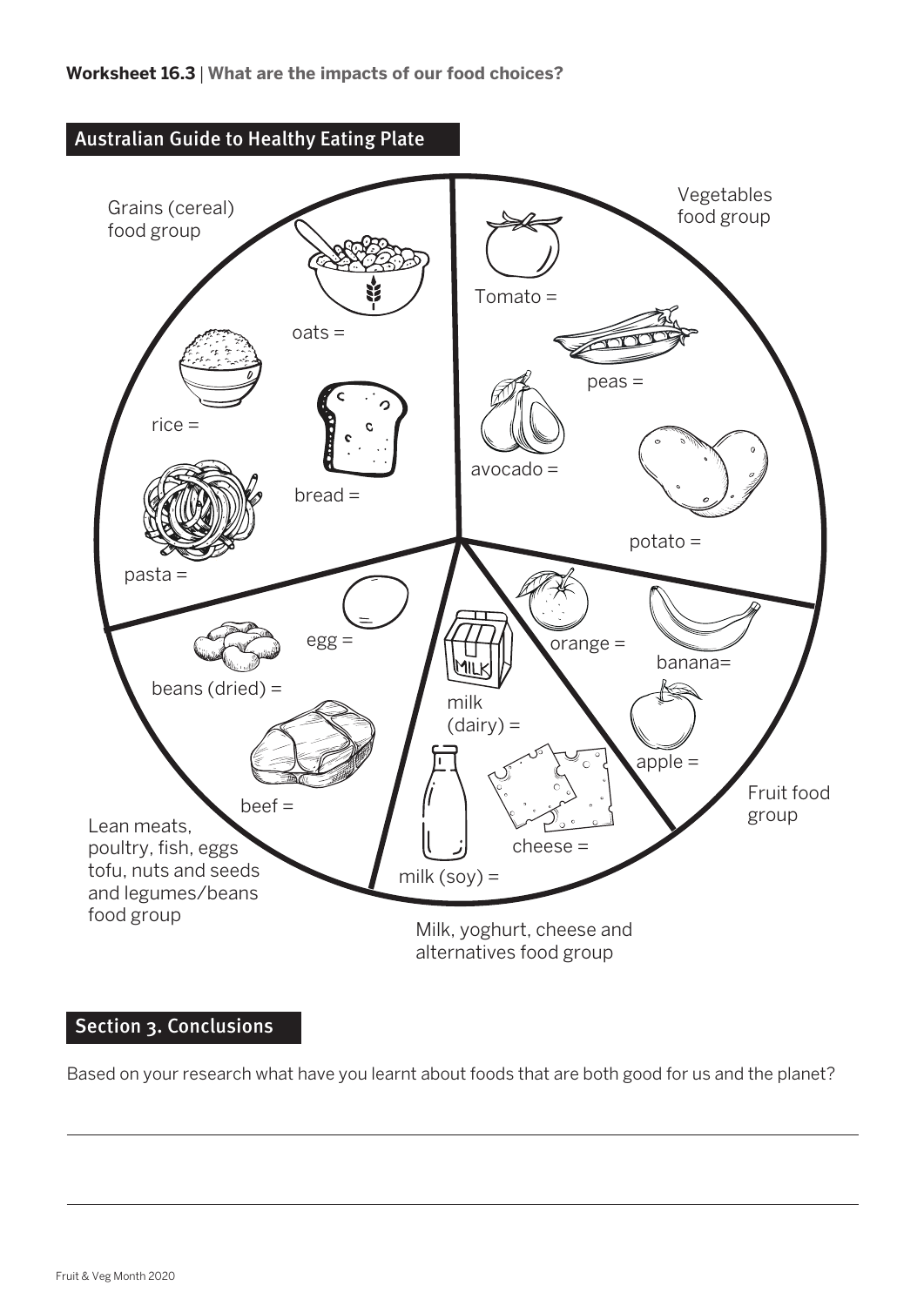**Worksheet 16.3** | **What are the impacts of our food choices?**

## Australian Guide to Healthy Eating Plate

Grains (cereal) food group

oats =

rice =

bread =

pasta =

Vegetables food group

Tomato =

peas =

avocado =

potato =

Fruit food group

orange =

banana=

apple =

Milk, yoghurt, cheese and alternatives food group

milk (dairy) =

cheese =

milk (soy) =

Lean meats, poultry, fish, eggs tofu, nuts and seeds and legumes/beans food group

egg =

beans (dried) =

beef =

## Section 3. Conclusions

Based on your research what have you learnt about foods that are both good for us and the planet?

---

---